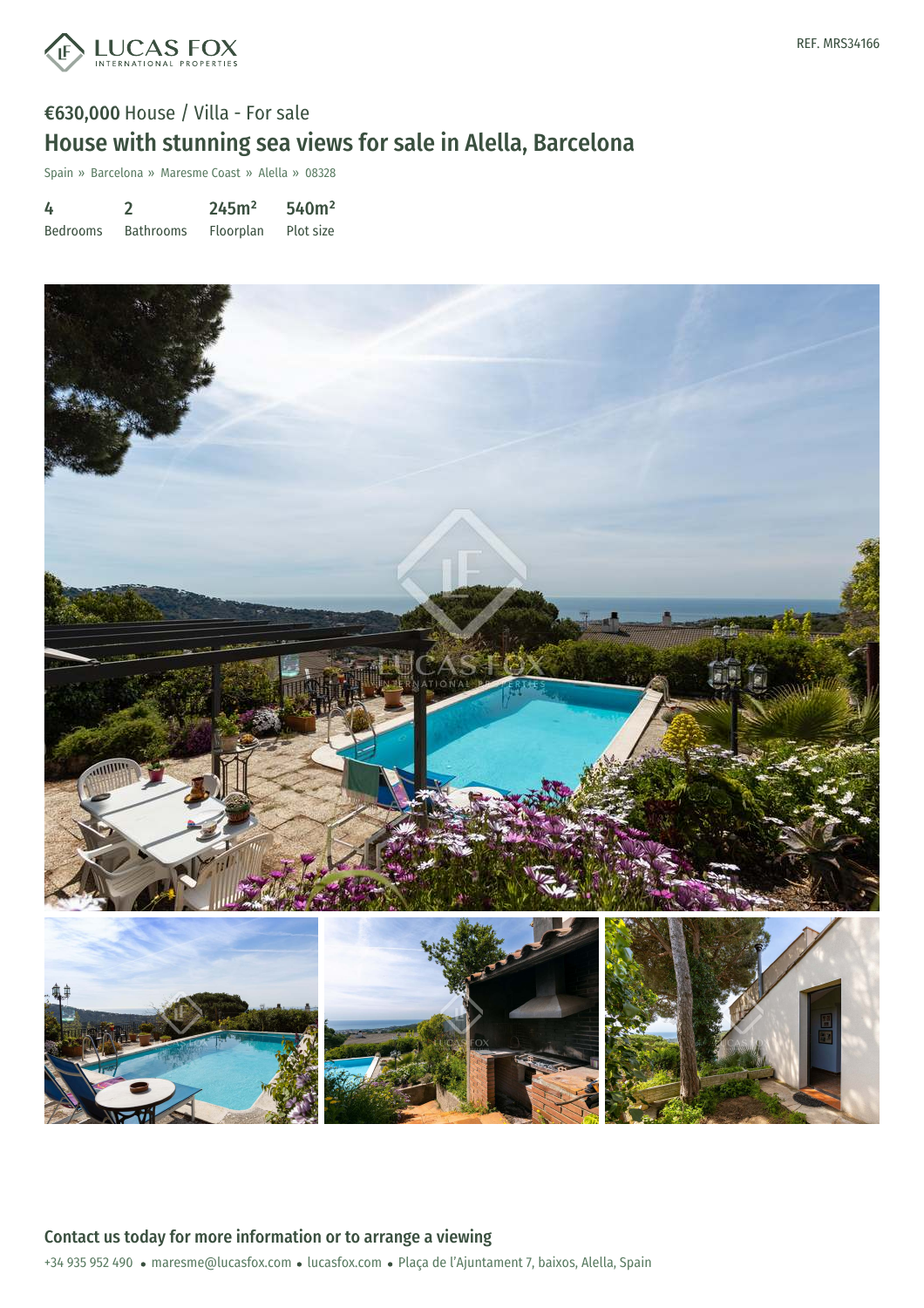REF. MRS34166

€630,000 House / Villa - For sale

# House with stunning sea views for sale in Alella, Barcelona

Spain » Barcelona » Maresme Coast » Alella » 08328

| 4 | 2 | 245m² | 540m² |
|---|---|---|---|
| Bedrooms | Bathrooms | Floorplan | Plot size |

## Contact us today for more information or to arrange a viewing

+34 935 952 490 • maresme@lucasfox.com • lucasfox.com • Plaça de l'Ajuntament 7, baixos, Alella, Spain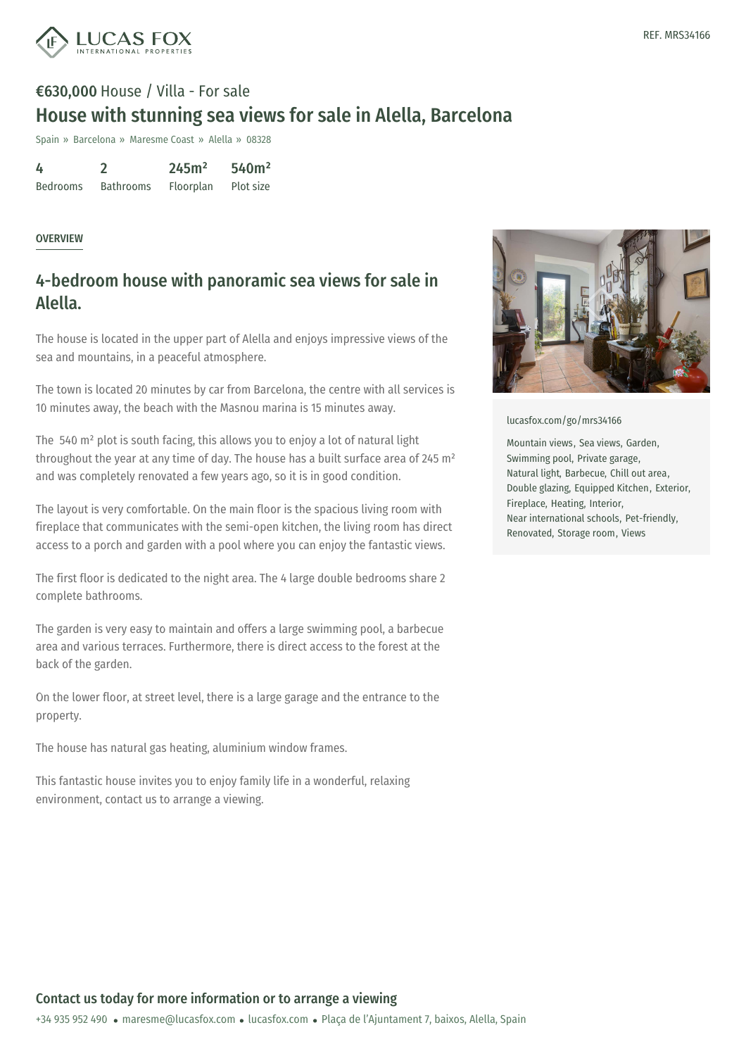REF. MRS34166

**€630,000** House / Villa - For sale

# House with stunning sea views for sale in Alella, Barcelona

Spain » Barcelona » Maresme Coast » Alella » 08328

| 4 | 2 | 245m² | 540m² |
|---|---|---|---|
| Bedrooms | Bathrooms | Floorplan | Plot size |

OVERVIEW

## 4-bedroom house with panoramic sea views for sale in Alella.

The house is located in the upper part of Alella and enjoys impressive views of the sea and mountains, in a peaceful atmosphere.

The town is located 20 minutes by car from Barcelona, the centre with all services is 10 minutes away, the beach with the Masnou marina is 15 minutes away.

The 540 m² plot is south facing, this allows you to enjoy a lot of natural light throughout the year at any time of day. The house has a built surface area of 245 m² and was completely renovated a few years ago, so it is in good condition.

The layout is very comfortable. On the main floor is the spacious living room with fireplace that communicates with the semi-open kitchen, the living room has direct access to a porch and garden with a pool where you can enjoy the fantastic views.

The first floor is dedicated to the night area. The 4 large double bedrooms share 2 complete bathrooms.

The garden is very easy to maintain and offers a large swimming pool, a barbecue area and various terraces. Furthermore, there is direct access to the forest at the back of the garden.

On the lower floor, at street level, there is a large garage and the entrance to the property.

The house has natural gas heating, aluminium window frames.

This fantastic house invites you to enjoy family life in a wonderful, relaxing environment, contact us to arrange a viewing.

lucasfox.com/go/mrs34166

Mountain views, Sea views, Garden, Swimming pool, Private garage, Natural light, Barbecue, Chill out area, Double glazing, Equipped Kitchen, Exterior, Fireplace, Heating, Interior, Near international schools, Pet-friendly, Renovated, Storage room, Views

**Contact us today for more information or to arrange a viewing**

+34 935 952 490 • maresme@lucasfox.com • lucasfox.com • Plaça de l'Ajuntament 7, baixos, Alella, Spain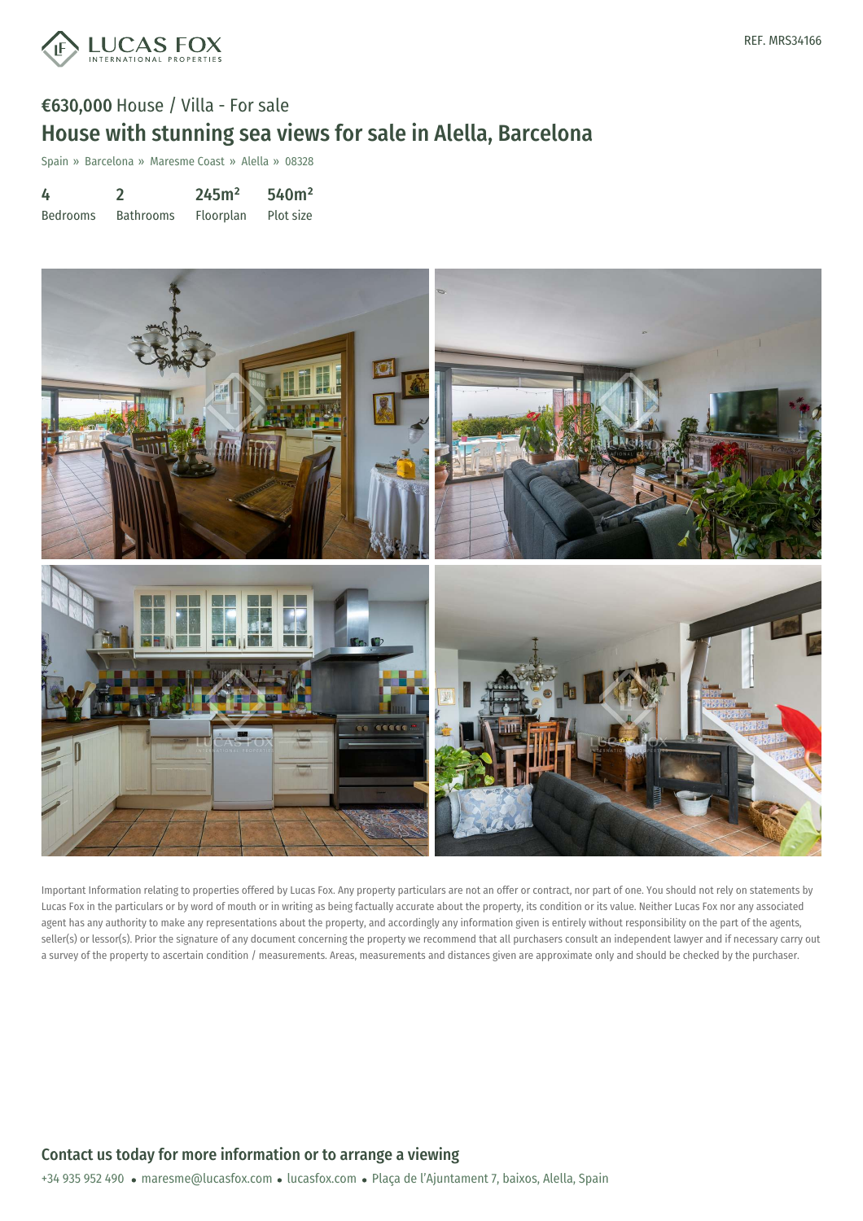REF. MRS34166

**€630,000** House / Villa - For sale

# House with stunning sea views for sale in Alella, Barcelona

Spain » Barcelona » Maresme Coast » Alella » 08328

| 4 | 2 | 245m² | 540m² |
|---|---|---|---|
| Bedrooms | Bathrooms | Floorplan | Plot size |

Important Information relating to properties offered by Lucas Fox. Any property particulars are not an offer or contract, nor part of one. You should not rely on statements by Lucas Fox in the particulars or by word of mouth or in writing as being factually accurate about the property, its condition or its value. Neither Lucas Fox nor any associated agent has any authority to make any representations about the property, and accordingly any information given is entirely without responsibility on the part of the agents, seller(s) or lessor(s). Prior the signature of any document concerning the property we recommend that all purchasers consult an independent lawyer and if necessary carry out a survey of the property to ascertain condition / measurements. Areas, measurements and distances given are approximate only and should be checked by the purchaser.

## Contact us today for more information or to arrange a viewing

+34 935 952 490 • maresme@lucasfox.com • lucasfox.com • Plaça de l'Ajuntament 7, baixos, Alella, Spain